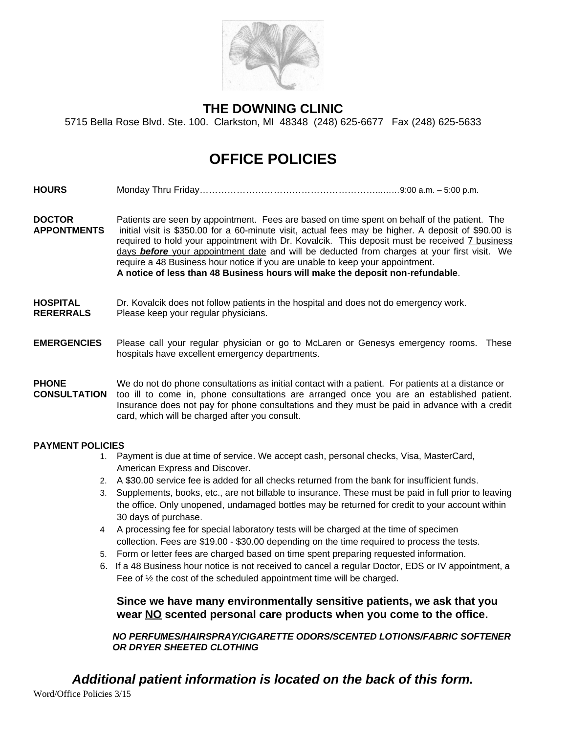# THE DOWNING CLINIC

5715 Bella Rose Blvd. Ste. 100. Clarkston, MI 48348 (248) 625-6677 Fax (248) 625-5633

## OFFICE POLICIES

**HOURS** Monday Thru Friday……………………………………………………..……9:00 a.m. – 5:00 p.m.

**DOCTOR APPONTMENTS** Patients are seen by appointment. Fees are based on time spent on behalf of the patient. The initial visit is $350.00 for a 60-minute visit, actual fees may be higher. A deposit of $90.00 is required to hold your appointment with Dr. Kovalcik. This deposit must be received 7 business days ***before*** your appointment date and will be deducted from charges at your first visit. We require a 48 Business hour notice if you are unable to keep your appointment.
**A notice of less than 48 Business hours will make the deposit non-refundable**.

**HOSPITAL RERERRALS** Dr. Kovalcik does not follow patients in the hospital and does not do emergency work. Please keep your regular physicians.

**EMERGENCIES** Please call your regular physician or go to McLaren or Genesys emergency rooms. These hospitals have excellent emergency departments.

**PHONE CONSULTATION** We do not do phone consultations as initial contact with a patient. For patients at a distance or too ill to come in, phone consultations are arranged once you are an established patient. Insurance does not pay for phone consultations and they must be paid in advance with a credit card, which will be charged after you consult.

**PAYMENT POLICIES**

1. Payment is due at time of service. We accept cash, personal checks, Visa, MasterCard, American Express and Discover.
2. A $30.00 service fee is added for all checks returned from the bank for insufficient funds.
3. Supplements, books, etc., are not billable to insurance. These must be paid in full prior to leaving the office. Only unopened, undamaged bottles may be returned for credit to your account within 30 days of purchase.
4. A processing fee for special laboratory tests will be charged at the time of specimen collection. Fees are $19.00 - $30.00 depending on the time required to process the tests.
5. Form or letter fees are charged based on time spent preparing requested information.
6. If a 48 Business hour notice is not received to cancel a regular Doctor, EDS or IV appointment, a Fee of ½ the cost of the scheduled appointment time will be charged.

**Since we have many environmentally sensitive patients, we ask that you wear NO scented personal care products when you come to the office.**

***NO PERFUMES/HAIRSPRAY/CIGARETTE ODORS/SCENTED LOTIONS/FABRIC SOFTENER OR DRYER SHEETED CLOTHING***

***Additional patient information is located on the back of this form.***

Word/Office Policies 3/15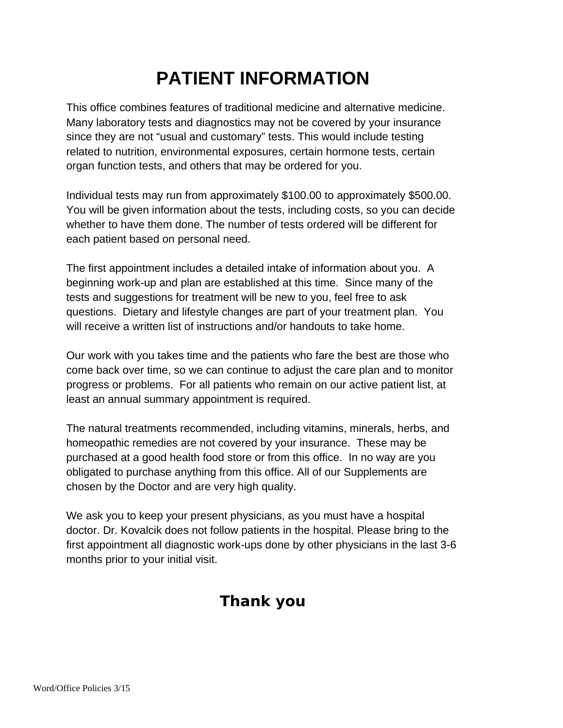# PATIENT INFORMATION

This office combines features of traditional medicine and alternative medicine. Many laboratory tests and diagnostics may not be covered by your insurance since they are not "usual and customary" tests. This would include testing related to nutrition, environmental exposures, certain hormone tests, certain organ function tests, and others that may be ordered for you.

Individual tests may run from approximately $100.00 to approximately $500.00. You will be given information about the tests, including costs, so you can decide whether to have them done. The number of tests ordered will be different for each patient based on personal need.

The first appointment includes a detailed intake of information about you. A beginning work-up and plan are established at this time. Since many of the tests and suggestions for treatment will be new to you, feel free to ask questions. Dietary and lifestyle changes are part of your treatment plan. You will receive a written list of instructions and/or handouts to take home.

Our work with you takes time and the patients who fare the best are those who come back over time, so we can continue to adjust the care plan and to monitor progress or problems. For all patients who remain on our active patient list, at least an annual summary appointment is required.

The natural treatments recommended, including vitamins, minerals, herbs, and homeopathic remedies are not covered by your insurance. These may be purchased at a good health food store or from this office. In no way are you obligated to purchase anything from this office. All of our Supplements are chosen by the Doctor and are very high quality.

We ask you to keep your present physicians, as you must have a hospital doctor. Dr. Kovalcik does not follow patients in the hospital. Please bring to the first appointment all diagnostic work-ups done by other physicians in the last 3-6 months prior to your initial visit.

**Thank you**

Word/Office Policies 3/15